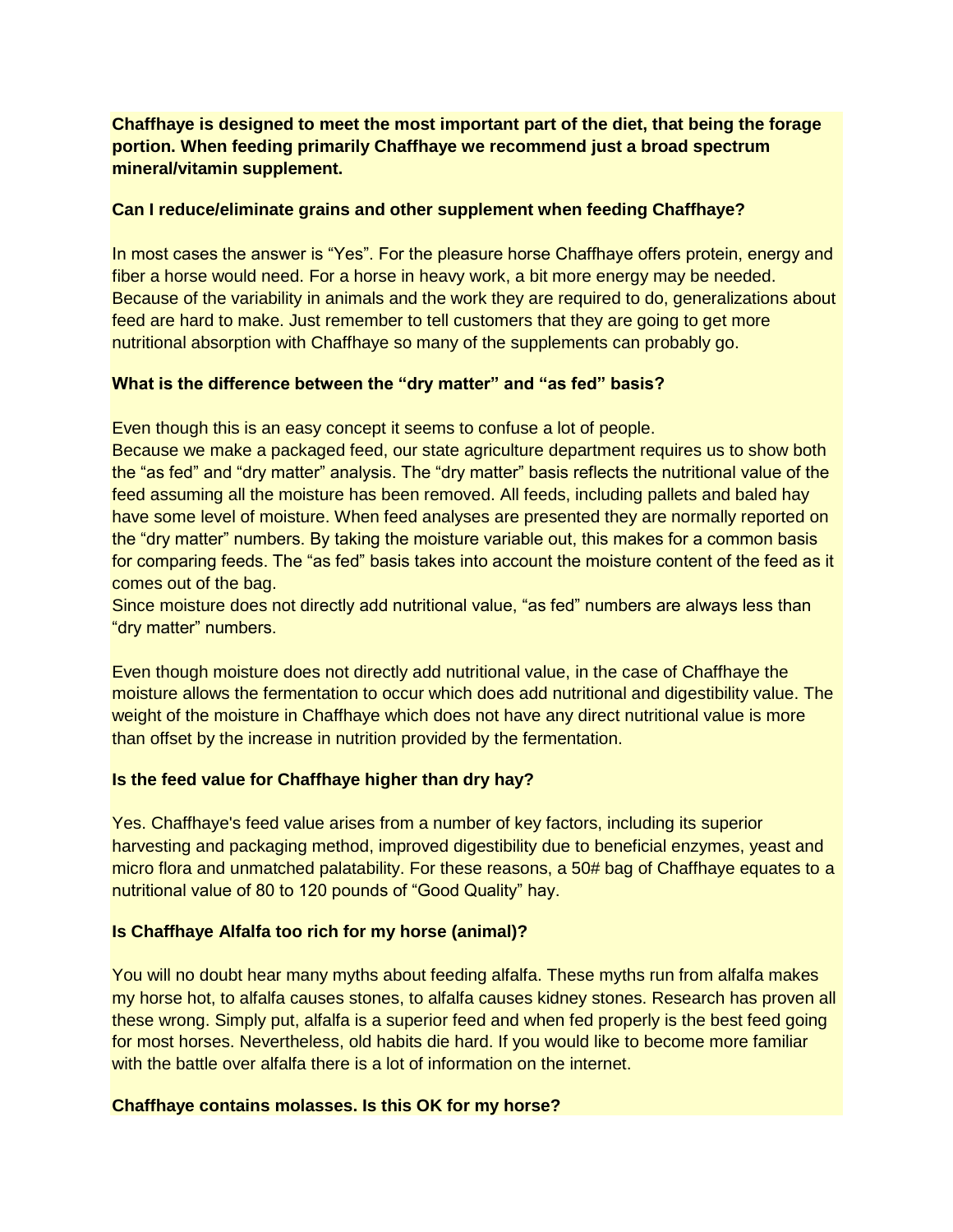**Chaffhaye is designed to meet the most important part of the diet, that being the forage portion. When feeding primarily Chaffhaye we recommend just a broad spectrum mineral/vitamin supplement.**

**Can I reduce/eliminate grains and other supplement when feeding Chaffhaye?**

In most cases the answer is "Yes". For the pleasure horse Chaffhaye offers protein, energy and fiber a horse would need. For a horse in heavy work, a bit more energy may be needed. Because of the variability in animals and the work they are required to do, generalizations about feed are hard to make. Just remember to tell customers that they are going to get more nutritional absorption with Chaffhaye so many of the supplements can probably go.

**What is the difference between the "dry matter" and "as fed" basis?**

Even though this is an easy concept it seems to confuse a lot of people.
Because we make a packaged feed, our state agriculture department requires us to show both the "as fed" and "dry matter" analysis. The "dry matter" basis reflects the nutritional value of the feed assuming all the moisture has been removed. All feeds, including pallets and baled hay have some level of moisture. When feed analyses are presented they are normally reported on the "dry matter" numbers. By taking the moisture variable out, this makes for a common basis for comparing feeds. The "as fed" basis takes into account the moisture content of the feed as it comes out of the bag.
Since moisture does not directly add nutritional value, "as fed" numbers are always less than "dry matter" numbers.

Even though moisture does not directly add nutritional value, in the case of Chaffhaye the moisture allows the fermentation to occur which does add nutritional and digestibility value. The weight of the moisture in Chaffhaye which does not have any direct nutritional value is more than offset by the increase in nutrition provided by the fermentation.

**Is the feed value for Chaffhaye higher than dry hay?**

Yes. Chaffhaye's feed value arises from a number of key factors, including its superior harvesting and packaging method, improved digestibility due to beneficial enzymes, yeast and micro flora and unmatched palatability. For these reasons, a 50# bag of Chaffhaye equates to a nutritional value of 80 to 120 pounds of "Good Quality" hay.

**Is Chaffhaye Alfalfa too rich for my horse (animal)?**

You will no doubt hear many myths about feeding alfalfa. These myths run from alfalfa makes my horse hot, to alfalfa causes stones, to alfalfa causes kidney stones. Research has proven all these wrong. Simply put, alfalfa is a superior feed and when fed properly is the best feed going for most horses. Nevertheless, old habits die hard. If you would like to become more familiar with the battle over alfalfa there is a lot of information on the internet.

**Chaffhaye contains molasses. Is this OK for my horse?**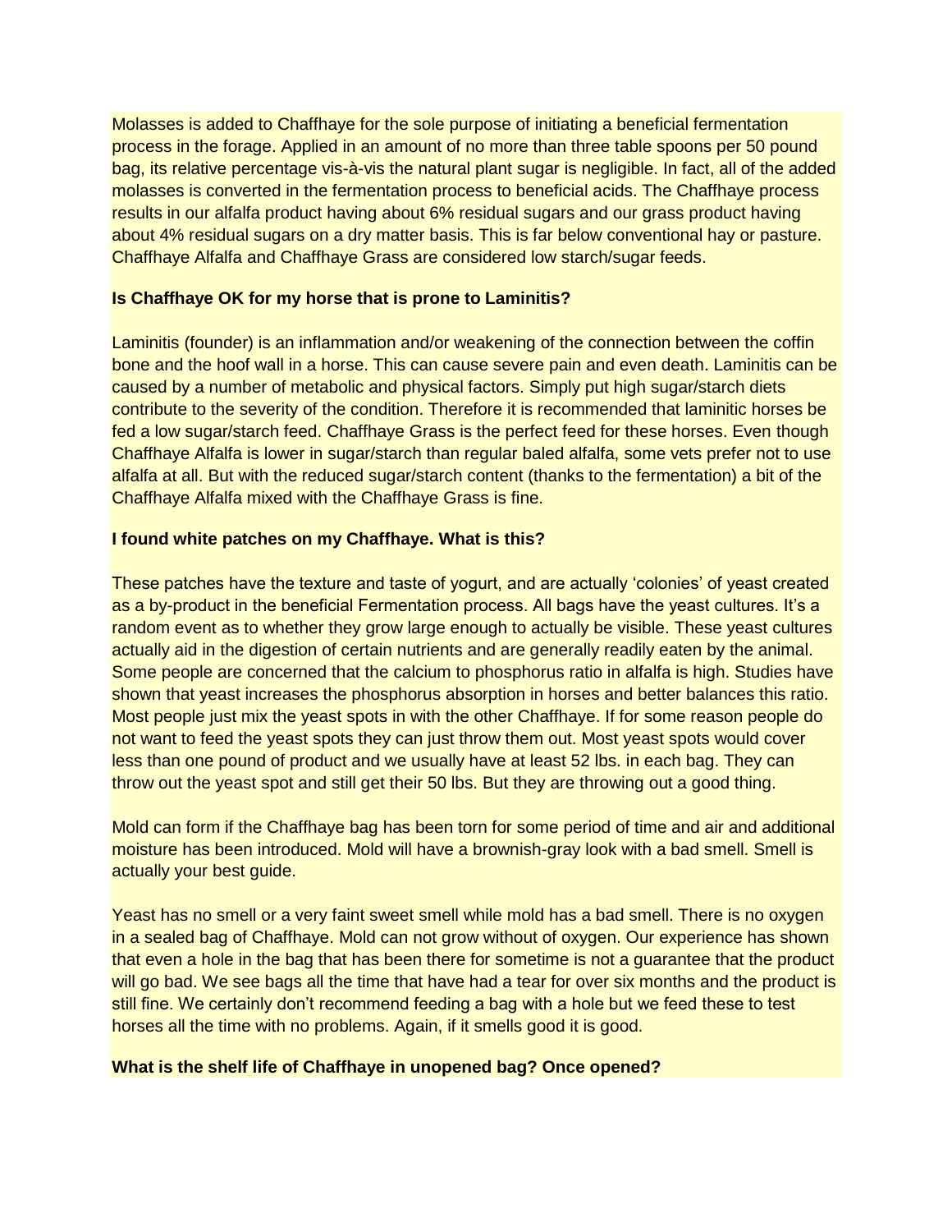Molasses is added to Chaffhaye for the sole purpose of initiating a beneficial fermentation process in the forage. Applied in an amount of no more than three table spoons per 50 pound bag, its relative percentage vis-à-vis the natural plant sugar is negligible. In fact, all of the added molasses is converted in the fermentation process to beneficial acids. The Chaffhaye process results in our alfalfa product having about 6% residual sugars and our grass product having about 4% residual sugars on a dry matter basis. This is far below conventional hay or pasture. Chaffhaye Alfalfa and Chaffhaye Grass are considered low starch/sugar feeds.

**Is Chaffhaye OK for my horse that is prone to Laminitis?**

Laminitis (founder) is an inflammation and/or weakening of the connection between the coffin bone and the hoof wall in a horse. This can cause severe pain and even death. Laminitis can be caused by a number of metabolic and physical factors. Simply put high sugar/starch diets contribute to the severity of the condition. Therefore it is recommended that laminitic horses be fed a low sugar/starch feed. Chaffhaye Grass is the perfect feed for these horses. Even though Chaffhaye Alfalfa is lower in sugar/starch than regular baled alfalfa, some vets prefer not to use alfalfa at all. But with the reduced sugar/starch content (thanks to the fermentation) a bit of the Chaffhaye Alfalfa mixed with the Chaffhaye Grass is fine.

**I found white patches on my Chaffhaye. What is this?**

These patches have the texture and taste of yogurt, and are actually 'colonies' of yeast created as a by-product in the beneficial Fermentation process. All bags have the yeast cultures. It's a random event as to whether they grow large enough to actually be visible. These yeast cultures actually aid in the digestion of certain nutrients and are generally readily eaten by the animal. Some people are concerned that the calcium to phosphorus ratio in alfalfa is high. Studies have shown that yeast increases the phosphorus absorption in horses and better balances this ratio. Most people just mix the yeast spots in with the other Chaffhaye. If for some reason people do not want to feed the yeast spots they can just throw them out. Most yeast spots would cover less than one pound of product and we usually have at least 52 lbs. in each bag. They can throw out the yeast spot and still get their 50 lbs. But they are throwing out a good thing.

Mold can form if the Chaffhaye bag has been torn for some period of time and air and additional moisture has been introduced. Mold will have a brownish-gray look with a bad smell. Smell is actually your best guide.

Yeast has no smell or a very faint sweet smell while mold has a bad smell. There is no oxygen in a sealed bag of Chaffhaye. Mold can not grow without of oxygen. Our experience has shown that even a hole in the bag that has been there for sometime is not a guarantee that the product will go bad. We see bags all the time that have had a tear for over six months and the product is still fine. We certainly don't recommend feeding a bag with a hole but we feed these to test horses all the time with no problems. Again, if it smells good it is good.

**What is the shelf life of Chaffhaye in unopened bag? Once opened?**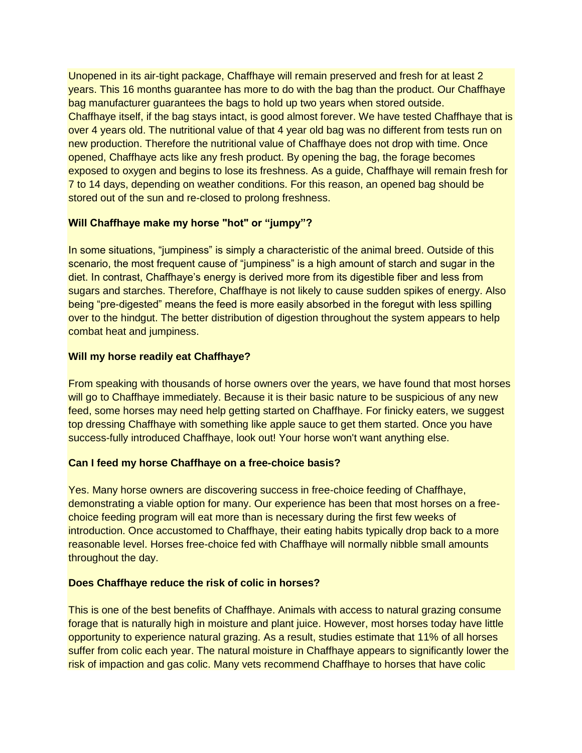Unopened in its air-tight package, Chaffhaye will remain preserved and fresh for at least 2 years. This 16 months guarantee has more to do with the bag than the product. Our Chaffhaye bag manufacturer guarantees the bags to hold up two years when stored outside. Chaffhaye itself, if the bag stays intact, is good almost forever. We have tested Chaffhaye that is over 4 years old. The nutritional value of that 4 year old bag was no different from tests run on new production. Therefore the nutritional value of Chaffhaye does not drop with time. Once opened, Chaffhaye acts like any fresh product. By opening the bag, the forage becomes exposed to oxygen and begins to lose its freshness. As a guide, Chaffhaye will remain fresh for 7 to 14 days, depending on weather conditions. For this reason, an opened bag should be stored out of the sun and re-closed to prolong freshness.

**Will Chaffhaye make my horse "hot" or "jumpy"?**

In some situations, "jumpiness" is simply a characteristic of the animal breed. Outside of this scenario, the most frequent cause of "jumpiness" is a high amount of starch and sugar in the diet. In contrast, Chaffhaye's energy is derived more from its digestible fiber and less from sugars and starches. Therefore, Chaffhaye is not likely to cause sudden spikes of energy. Also being "pre-digested" means the feed is more easily absorbed in the foregut with less spilling over to the hindgut. The better distribution of digestion throughout the system appears to help combat heat and jumpiness.

**Will my horse readily eat Chaffhaye?**

From speaking with thousands of horse owners over the years, we have found that most horses will go to Chaffhaye immediately. Because it is their basic nature to be suspicious of any new feed, some horses may need help getting started on Chaffhaye. For finicky eaters, we suggest top dressing Chaffhaye with something like apple sauce to get them started. Once you have success-fully introduced Chaffhaye, look out! Your horse won't want anything else.

**Can I feed my horse Chaffhaye on a free-choice basis?**

Yes. Many horse owners are discovering success in free-choice feeding of Chaffhaye, demonstrating a viable option for many. Our experience has been that most horses on a free-choice feeding program will eat more than is necessary during the first few weeks of introduction. Once accustomed to Chaffhaye, their eating habits typically drop back to a more reasonable level. Horses free-choice fed with Chaffhaye will normally nibble small amounts throughout the day.

**Does Chaffhaye reduce the risk of colic in horses?**

This is one of the best benefits of Chaffhaye. Animals with access to natural grazing consume forage that is naturally high in moisture and plant juice. However, most horses today have little opportunity to experience natural grazing. As a result, studies estimate that 11% of all horses suffer from colic each year. The natural moisture in Chaffhaye appears to significantly lower the risk of impaction and gas colic. Many vets recommend Chaffhaye to horses that have colic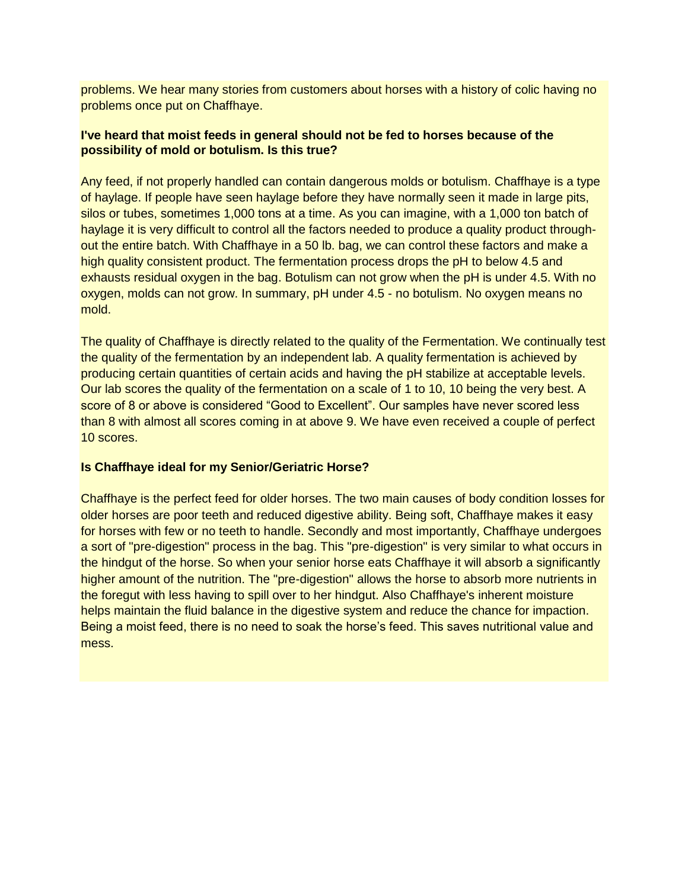problems. We hear many stories from customers about horses with a history of colic having no problems once put on Chaffhaye.

**I've heard that moist feeds in general should not be fed to horses because of the possibility of mold or botulism. Is this true?**

Any feed, if not properly handled can contain dangerous molds or botulism. Chaffhaye is a type of haylage. If people have seen haylage before they have normally seen it made in large pits, silos or tubes, sometimes 1,000 tons at a time. As you can imagine, with a 1,000 ton batch of haylage it is very difficult to control all the factors needed to produce a quality product throughout the entire batch. With Chaffhaye in a 50 lb. bag, we can control these factors and make a high quality consistent product. The fermentation process drops the pH to below 4.5 and exhausts residual oxygen in the bag. Botulism can not grow when the pH is under 4.5. With no oxygen, molds can not grow. In summary, pH under 4.5 - no botulism. No oxygen means no mold.

The quality of Chaffhaye is directly related to the quality of the Fermentation. We continually test the quality of the fermentation by an independent lab. A quality fermentation is achieved by producing certain quantities of certain acids and having the pH stabilize at acceptable levels. Our lab scores the quality of the fermentation on a scale of 1 to 10, 10 being the very best. A score of 8 or above is considered “Good to Excellent”. Our samples have never scored less than 8 with almost all scores coming in at above 9. We have even received a couple of perfect 10 scores.

**Is Chaffhaye ideal for my Senior/Geriatric Horse?**

Chaffhaye is the perfect feed for older horses. The two main causes of body condition losses for older horses are poor teeth and reduced digestive ability. Being soft, Chaffhaye makes it easy for horses with few or no teeth to handle. Secondly and most importantly, Chaffhaye undergoes a sort of "pre-digestion" process in the bag. This "pre-digestion" is very similar to what occurs in the hindgut of the horse. So when your senior horse eats Chaffhaye it will absorb a significantly higher amount of the nutrition. The "pre-digestion" allows the horse to absorb more nutrients in the foregut with less having to spill over to her hindgut. Also Chaffhaye's inherent moisture helps maintain the fluid balance in the digestive system and reduce the chance for impaction. Being a moist feed, there is no need to soak the horse’s feed. This saves nutritional value and mess.